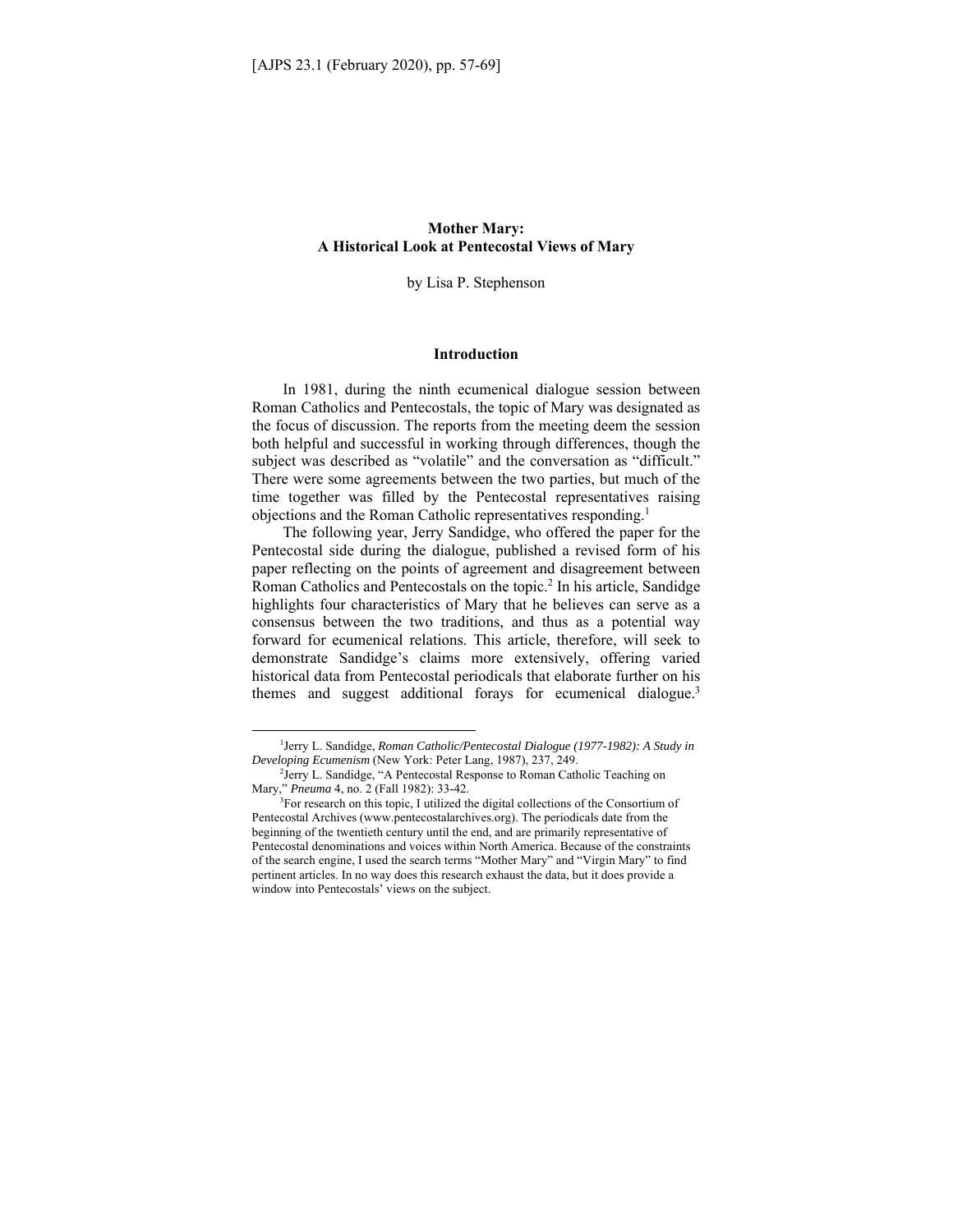# Mother Mary: A Historical Look at Pentecostal Views of Mary

by Lisa P. Stephenson

## Introduction

In 1981, during the ninth ecumenical dialogue session between Roman Catholics and Pentecostals, the topic of Mary was designated as the focus of discussion. The reports from the meeting deem the session both helpful and successful in working through differences, though the subject was described as "volatile" and the conversation as "difficult." There were some agreements between the two parties, but much of the time together was filled by the Pentecostal representatives raising objections and the Roman Catholic representatives responding.[1]

The following year, Jerry Sandidge, who offered the paper for the Pentecostal side during the dialogue, published a revised form of his paper reflecting on the points of agreement and disagreement between Roman Catholics and Pentecostals on the topic.[2] In his article, Sandidge highlights four characteristics of Mary that he believes can serve as a consensus between the two traditions, and thus as a potential way forward for ecumenical relations. This article, therefore, will seek to demonstrate Sandidge's claims more extensively, offering varied historical data from Pentecostal periodicals that elaborate further on his themes and suggest additional forays for ecumenical dialogue.[3]

[1] Jerry L. Sandidge, *Roman Catholic/Pentecostal Dialogue (1977-1982): A Study in Developing Ecumenism* (New York: Peter Lang, 1987), 237, 249.

[2] Jerry L. Sandidge, "A Pentecostal Response to Roman Catholic Teaching on Mary," *Pneuma* 4, no. 2 (Fall 1982): 33-42.

[3] For research on this topic, I utilized the digital collections of the Consortium of Pentecostal Archives (www.pentecostalarchives.org). The periodicals date from the beginning of the twentieth century until the end, and are primarily representative of Pentecostal denominations and voices within North America. Because of the constraints of the search engine, I used the search terms "Mother Mary" and "Virgin Mary" to find pertinent articles. In no way does this research exhaust the data, but it does provide a window into Pentecostals' views on the subject.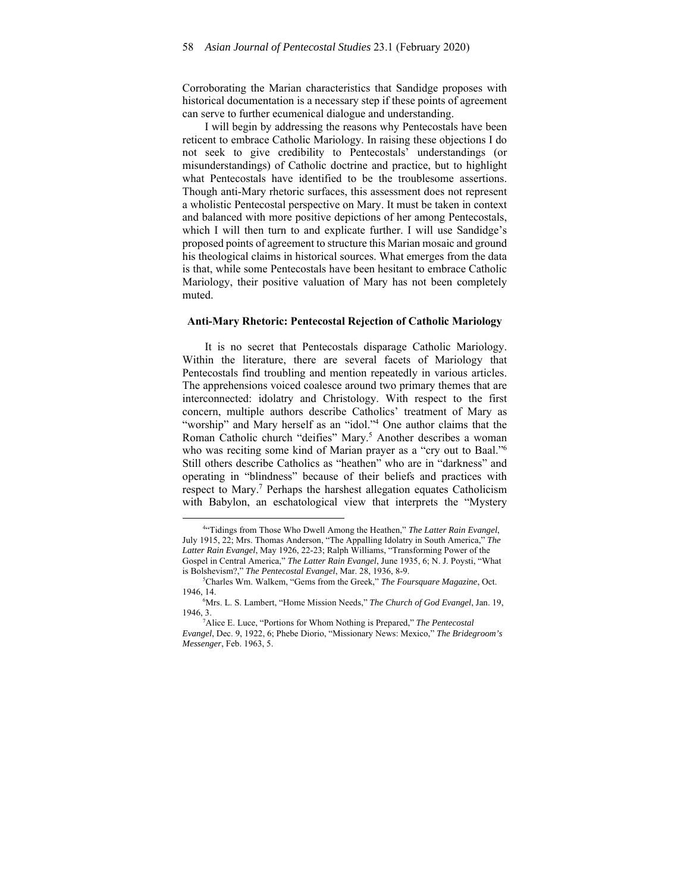Corroborating the Marian characteristics that Sandidge proposes with historical documentation is a necessary step if these points of agreement can serve to further ecumenical dialogue and understanding.

I will begin by addressing the reasons why Pentecostals have been reticent to embrace Catholic Mariology. In raising these objections I do not seek to give credibility to Pentecostals' understandings (or misunderstandings) of Catholic doctrine and practice, but to highlight what Pentecostals have identified to be the troublesome assertions. Though anti-Mary rhetoric surfaces, this assessment does not represent a wholistic Pentecostal perspective on Mary. It must be taken in context and balanced with more positive depictions of her among Pentecostals, which I will then turn to and explicate further. I will use Sandidge's proposed points of agreement to structure this Marian mosaic and ground his theological claims in historical sources. What emerges from the data is that, while some Pentecostals have been hesitant to embrace Catholic Mariology, their positive valuation of Mary has not been completely muted.

## Anti-Mary Rhetoric: Pentecostal Rejection of Catholic Mariology

It is no secret that Pentecostals disparage Catholic Mariology. Within the literature, there are several facets of Mariology that Pentecostals find troubling and mention repeatedly in various articles. The apprehensions voiced coalesce around two primary themes that are interconnected: idolatry and Christology. With respect to the first concern, multiple authors describe Catholics' treatment of Mary as "worship" and Mary herself as an "idol."[4] One author claims that the Roman Catholic church "deifies" Mary.[5] Another describes a woman who was reciting some kind of Marian prayer as a "cry out to Baal."[6] Still others describe Catholics as "heathen" who are in "darkness" and operating in "blindness" because of their beliefs and practices with respect to Mary.[7] Perhaps the harshest allegation equates Catholicism with Babylon, an eschatological view that interprets the "Mystery

---

[4]"Tidings from Those Who Dwell Among the Heathen," *The Latter Rain Evangel*, July 1915, 22; Mrs. Thomas Anderson, "The Appalling Idolatry in South America," *The Latter Rain Evangel*, May 1926, 22-23; Ralph Williams, "Transforming Power of the Gospel in Central America," *The Latter Rain Evangel*, June 1935, 6; N. J. Poysti, "What is Bolshevism?," *The Pentecostal Evangel*, Mar. 28, 1936, 8-9.

[5]Charles Wm. Walkem, "Gems from the Greek," *The Foursquare Magazine*, Oct. 1946, 14.

[6]Mrs. L. S. Lambert, "Home Mission Needs," *The Church of God Evangel*, Jan. 19, 1946, 3.

[7]Alice E. Luce, "Portions for Whom Nothing is Prepared," *The Pentecostal Evangel*, Dec. 9, 1922, 6; Phebe Diorio, "Missionary News: Mexico," *The Bridegroom's Messenger*, Feb. 1963, 5.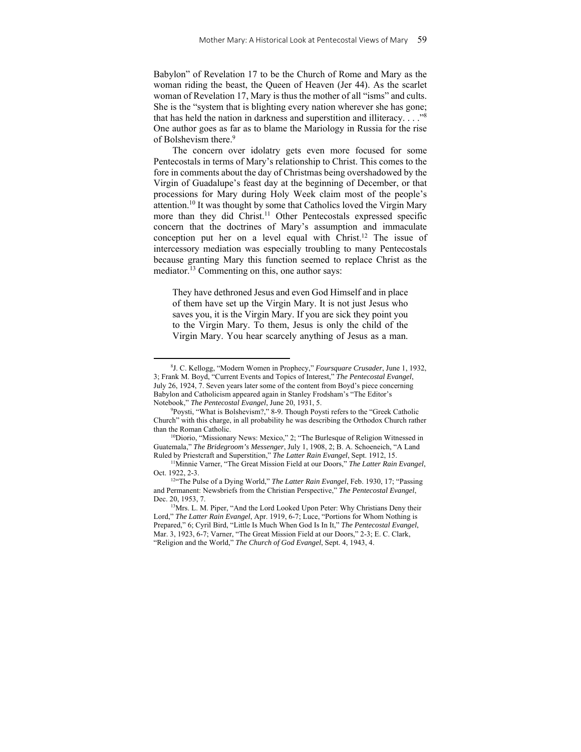Babylon" of Revelation 17 to be the Church of Rome and Mary as the woman riding the beast, the Queen of Heaven (Jer 44). As the scarlet woman of Revelation 17, Mary is thus the mother of all "isms" and cults. She is the "system that is blighting every nation wherever she has gone; that has held the nation in darkness and superstition and illiteracy. . . ."[8] One author goes as far as to blame the Mariology in Russia for the rise of Bolshevism there.[9]

The concern over idolatry gets even more focused for some Pentecostals in terms of Mary's relationship to Christ. This comes to the fore in comments about the day of Christmas being overshadowed by the Virgin of Guadalupe's feast day at the beginning of December, or that processions for Mary during Holy Week claim most of the people's attention.[10] It was thought by some that Catholics loved the Virgin Mary more than they did Christ.[11] Other Pentecostals expressed specific concern that the doctrines of Mary's assumption and immaculate conception put her on a level equal with Christ.[12] The issue of intercessory mediation was especially troubling to many Pentecostals because granting Mary this function seemed to replace Christ as the mediator.[13] Commenting on this, one author says:

> They have dethroned Jesus and even God Himself and in place of them have set up the Virgin Mary. It is not just Jesus who saves you, it is the Virgin Mary. If you are sick they point you to the Virgin Mary. To them, Jesus is only the child of the Virgin Mary. You hear scarcely anything of Jesus as a man.

---

[8]J. C. Kellogg, "Modern Women in Prophecy," *Foursquare Crusader*, June 1, 1932, 3; Frank M. Boyd, "Current Events and Topics of Interest," *The Pentecostal Evangel*, July 26, 1924, 7. Seven years later some of the content from Boyd's piece concerning Babylon and Catholicism appeared again in Stanley Frodsham's "The Editor's Notebook," *The Pentecostal Evangel*, June 20, 1931, 5.

[9]Poysti, "What is Bolshevism?," 8-9. Though Poysti refers to the "Greek Catholic Church" with this charge, in all probability he was describing the Orthodox Church rather than the Roman Catholic.

[10]Diorio, "Missionary News: Mexico," 2; "The Burlesque of Religion Witnessed in Guatemala," *The Bridegroom's Messenger*, July 1, 1908, 2; B. A. Schoeneich, "A Land Ruled by Priestcraft and Superstition," *The Latter Rain Evangel*, Sept. 1912, 15.

[11]Minnie Varner, "The Great Mission Field at our Doors," *The Latter Rain Evangel*, Oct. 1922, 2-3.

[12]"The Pulse of a Dying World," *The Latter Rain Evangel*, Feb. 1930, 17; "Passing and Permanent: Newsbriefs from the Christian Perspective," *The Pentecostal Evangel*, Dec. 20, 1953, 7.

[13]Mrs. L. M. Piper, "And the Lord Looked Upon Peter: Why Christians Deny their Lord," *The Latter Rain Evangel*, Apr. 1919, 6-7; Luce, "Portions for Whom Nothing is Prepared," 6; Cyril Bird, "Little Is Much When God Is In It," *The Pentecostal Evangel*, Mar. 3, 1923, 6-7; Varner, "The Great Mission Field at our Doors," 2-3; E. C. Clark, "Religion and the World," *The Church of God Evangel*, Sept. 4, 1943, 4.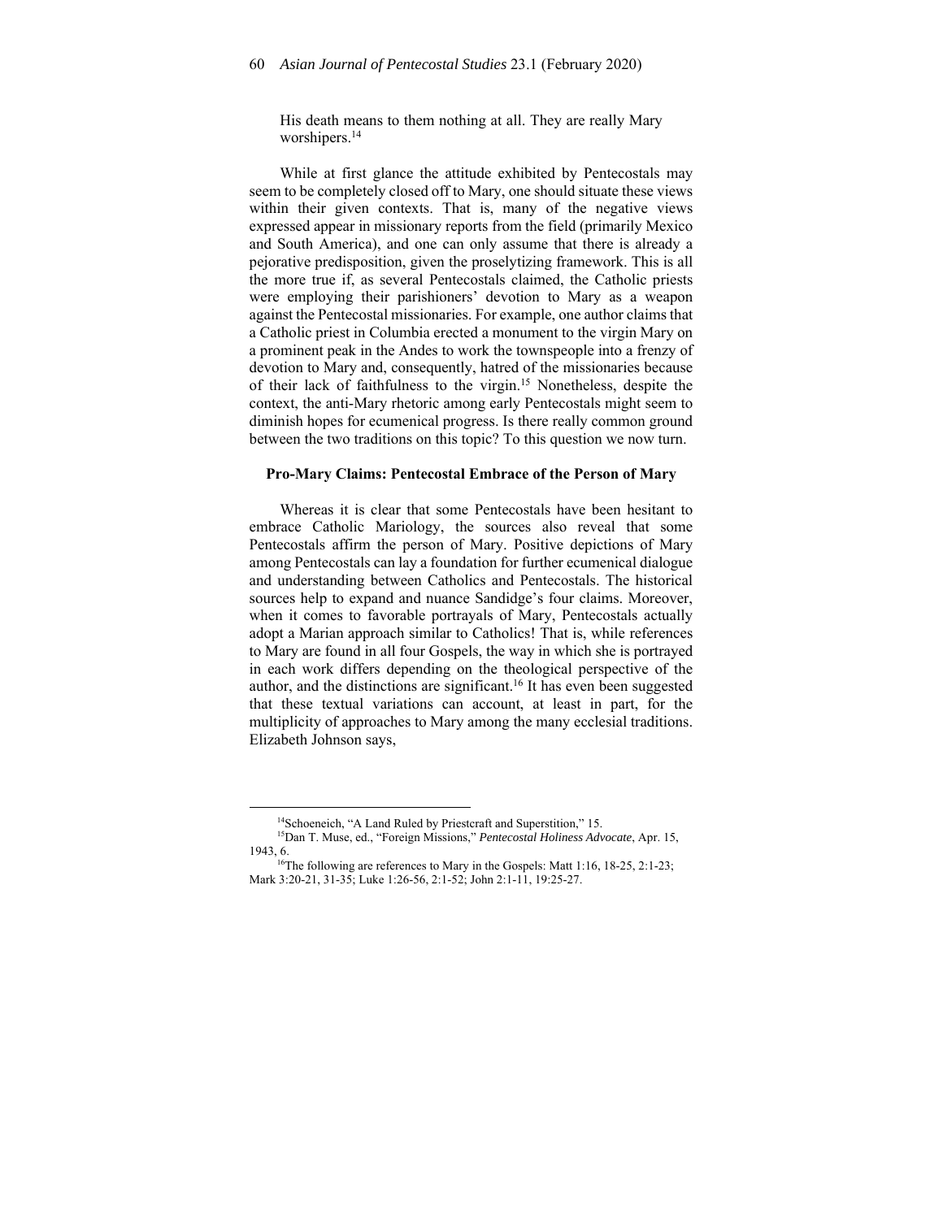His death means to them nothing at all. They are really Mary worshipers.[14]

While at first glance the attitude exhibited by Pentecostals may seem to be completely closed off to Mary, one should situate these views within their given contexts. That is, many of the negative views expressed appear in missionary reports from the field (primarily Mexico and South America), and one can only assume that there is already a pejorative predisposition, given the proselytizing framework. This is all the more true if, as several Pentecostals claimed, the Catholic priests were employing their parishioners' devotion to Mary as a weapon against the Pentecostal missionaries. For example, one author claims that a Catholic priest in Columbia erected a monument to the virgin Mary on a prominent peak in the Andes to work the townspeople into a frenzy of devotion to Mary and, consequently, hatred of the missionaries because of their lack of faithfulness to the virgin.[15] Nonetheless, despite the context, the anti-Mary rhetoric among early Pentecostals might seem to diminish hopes for ecumenical progress. Is there really common ground between the two traditions on this topic? To this question we now turn.

### Pro-Mary Claims: Pentecostal Embrace of the Person of Mary

Whereas it is clear that some Pentecostals have been hesitant to embrace Catholic Mariology, the sources also reveal that some Pentecostals affirm the person of Mary. Positive depictions of Mary among Pentecostals can lay a foundation for further ecumenical dialogue and understanding between Catholics and Pentecostals. The historical sources help to expand and nuance Sandidge's four claims. Moreover, when it comes to favorable portrayals of Mary, Pentecostals actually adopt a Marian approach similar to Catholics! That is, while references to Mary are found in all four Gospels, the way in which she is portrayed in each work differs depending on the theological perspective of the author, and the distinctions are significant.[16] It has even been suggested that these textual variations can account, at least in part, for the multiplicity of approaches to Mary among the many ecclesial traditions. Elizabeth Johnson says,

---

[14] Schoeneich, "A Land Ruled by Priestcraft and Superstition," 15.

[15] Dan T. Muse, ed., "Foreign Missions," *Pentecostal Holiness Advocate*, Apr. 15, 1943, 6.

[16] The following are references to Mary in the Gospels: Matt 1:16, 18-25, 2:1-23; Mark 3:20-21, 31-35; Luke 1:26-56, 2:1-52; John 2:1-11, 19:25-27.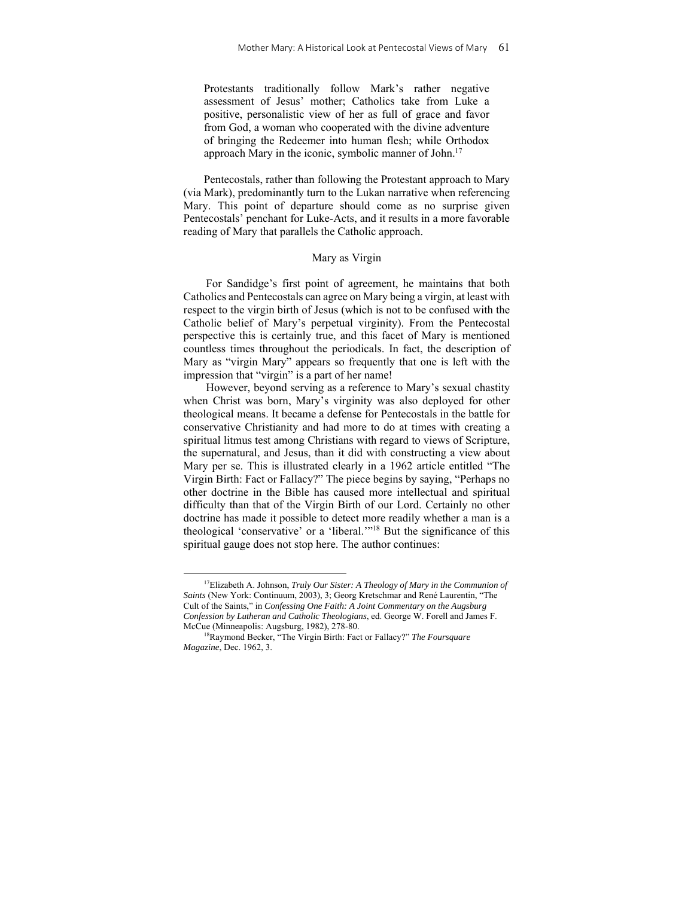> Protestants traditionally follow Mark's rather negative assessment of Jesus' mother; Catholics take from Luke a positive, personalistic view of her as full of grace and favor from God, a woman who cooperated with the divine adventure of bringing the Redeemer into human flesh; while Orthodox approach Mary in the iconic, symbolic manner of John.[17]

Pentecostals, rather than following the Protestant approach to Mary (via Mark), predominantly turn to the Lukan narrative when referencing Mary. This point of departure should come as no surprise given Pentecostals' penchant for Luke-Acts, and it results in a more favorable reading of Mary that parallels the Catholic approach.

## Mary as Virgin

For Sandidge's first point of agreement, he maintains that both Catholics and Pentecostals can agree on Mary being a virgin, at least with respect to the virgin birth of Jesus (which is not to be confused with the Catholic belief of Mary's perpetual virginity). From the Pentecostal perspective this is certainly true, and this facet of Mary is mentioned countless times throughout the periodicals. In fact, the description of Mary as "virgin Mary" appears so frequently that one is left with the impression that "virgin" is a part of her name!

However, beyond serving as a reference to Mary's sexual chastity when Christ was born, Mary's virginity was also deployed for other theological means. It became a defense for Pentecostals in the battle for conservative Christianity and had more to do at times with creating a spiritual litmus test among Christians with regard to views of Scripture, the supernatural, and Jesus, than it did with constructing a view about Mary per se. This is illustrated clearly in a 1962 article entitled "The Virgin Birth: Fact or Fallacy?" The piece begins by saying, "Perhaps no other doctrine in the Bible has caused more intellectual and spiritual difficulty than that of the Virgin Birth of our Lord. Certainly no other doctrine has made it possible to detect more readily whether a man is a theological 'conservative' or a 'liberal.'"[18] But the significance of this spiritual gauge does not stop here. The author continues:

---

[17] Elizabeth A. Johnson, *Truly Our Sister: A Theology of Mary in the Communion of Saints* (New York: Continuum, 2003), 3; Georg Kretschmar and René Laurentin, "The Cult of the Saints," in *Confessing One Faith: A Joint Commentary on the Augsburg Confession by Lutheran and Catholic Theologians*, ed. George W. Forell and James F. McCue (Minneapolis: Augsburg, 1982), 278-80.

[18] Raymond Becker, "The Virgin Birth: Fact or Fallacy?" *The Foursquare Magazine*, Dec. 1962, 3.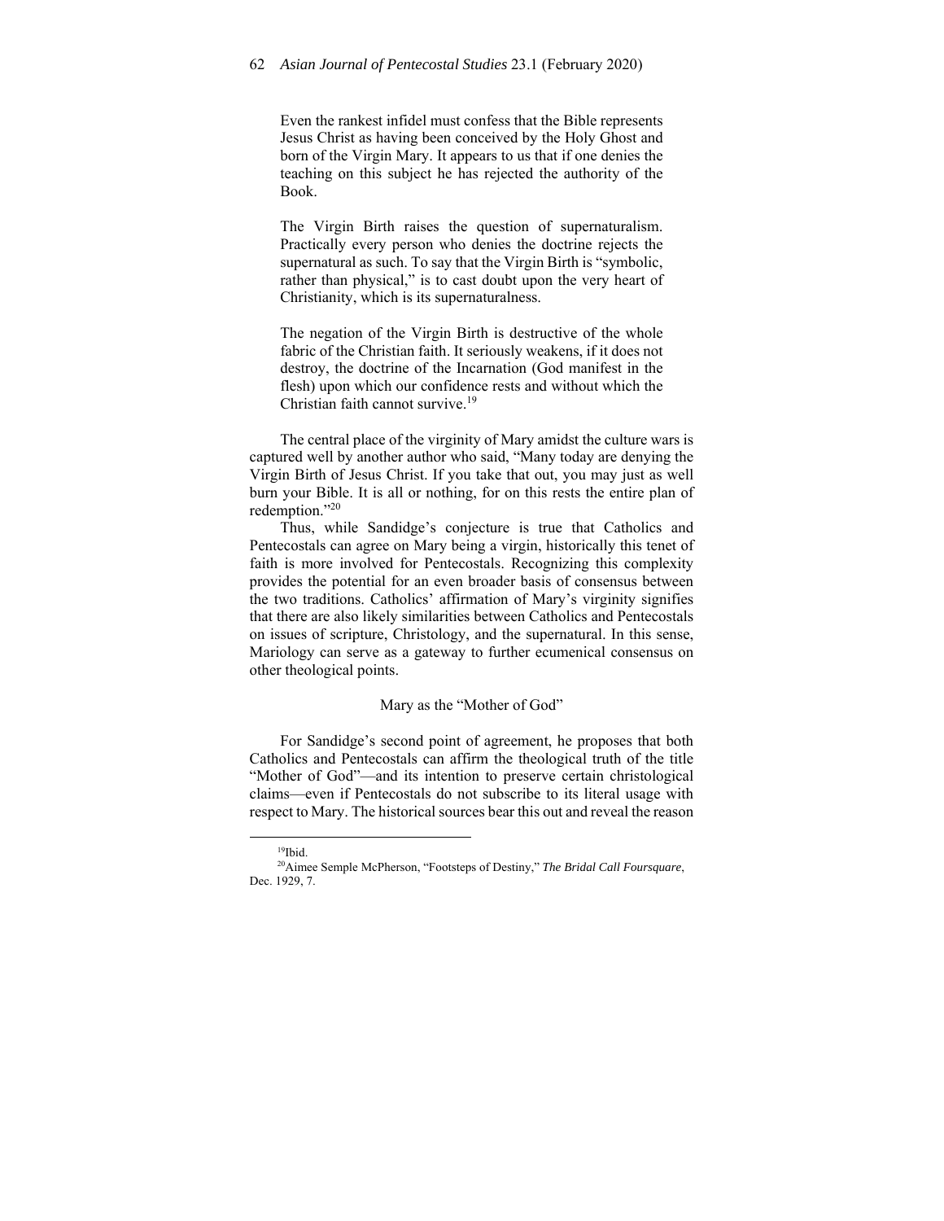> Even the rankest infidel must confess that the Bible represents Jesus Christ as having been conceived by the Holy Ghost and born of the Virgin Mary. It appears to us that if one denies the teaching on this subject he has rejected the authority of the Book.
>
> The Virgin Birth raises the question of supernaturalism. Practically every person who denies the doctrine rejects the supernatural as such. To say that the Virgin Birth is "symbolic, rather than physical," is to cast doubt upon the very heart of Christianity, which is its supernaturalness.
>
> The negation of the Virgin Birth is destructive of the whole fabric of the Christian faith. It seriously weakens, if it does not destroy, the doctrine of the Incarnation (God manifest in the flesh) upon which our confidence rests and without which the Christian faith cannot survive.[19]

The central place of the virginity of Mary amidst the culture wars is captured well by another author who said, "Many today are denying the Virgin Birth of Jesus Christ. If you take that out, you may just as well burn your Bible. It is all or nothing, for on this rests the entire plan of redemption."[20]

Thus, while Sandidge's conjecture is true that Catholics and Pentecostals can agree on Mary being a virgin, historically this tenet of faith is more involved for Pentecostals. Recognizing this complexity provides the potential for an even broader basis of consensus between the two traditions. Catholics' affirmation of Mary's virginity signifies that there are also likely similarities between Catholics and Pentecostals on issues of scripture, Christology, and the supernatural. In this sense, Mariology can serve as a gateway to further ecumenical consensus on other theological points.

### Mary as the "Mother of God"

For Sandidge's second point of agreement, he proposes that both Catholics and Pentecostals can affirm the theological truth of the title "Mother of God"—and its intention to preserve certain christological claims—even if Pentecostals do not subscribe to its literal usage with respect to Mary. The historical sources bear this out and reveal the reason

---

[19]Ibid.

[20]Aimee Semple McPherson, "Footsteps of Destiny," *The Bridal Call Foursquare*, Dec. 1929, 7.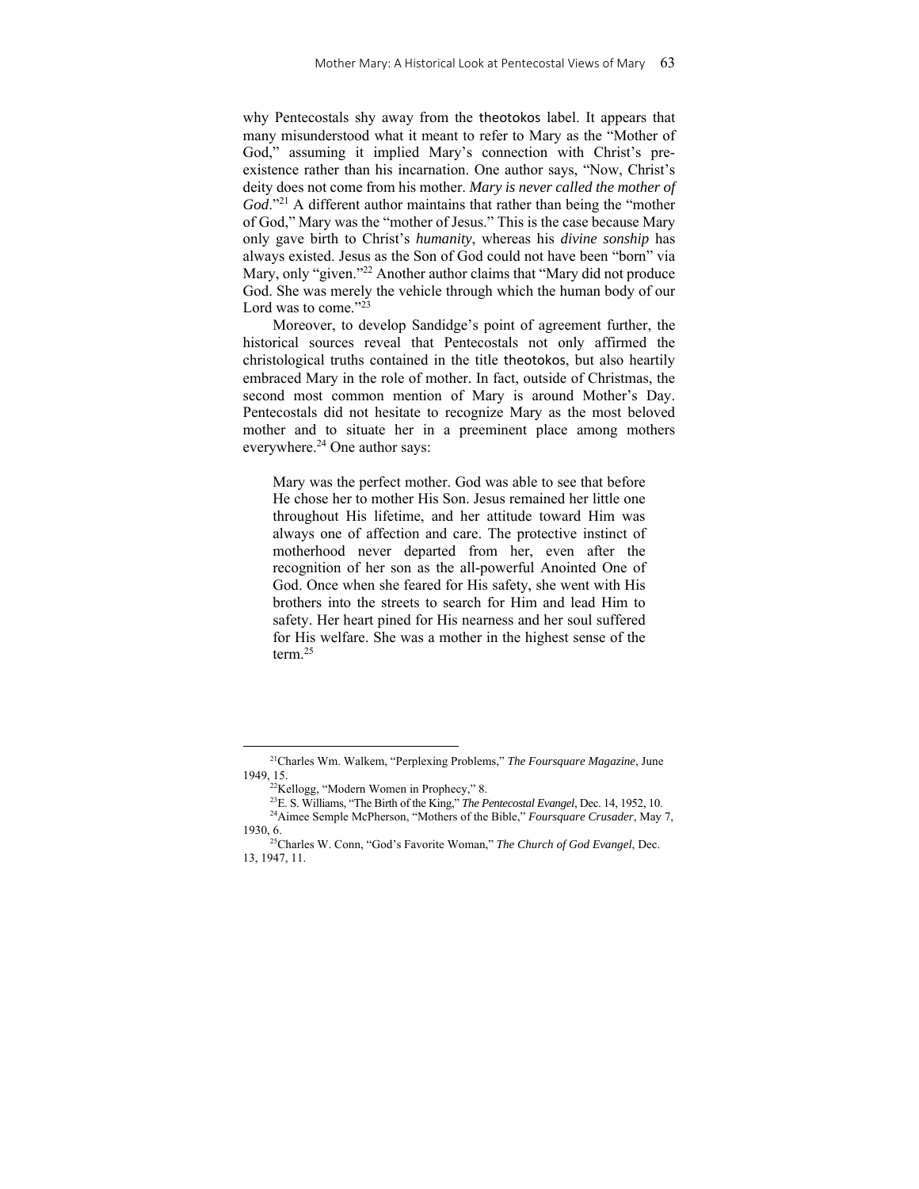why Pentecostals shy away from the theotokos label. It appears that many misunderstood what it meant to refer to Mary as the "Mother of God," assuming it implied Mary's connection with Christ's pre-existence rather than his incarnation. One author says, "Now, Christ's deity does not come from his mother. *Mary is never called the mother of God*."[21] A different author maintains that rather than being the "mother of God," Mary was the "mother of Jesus." This is the case because Mary only gave birth to Christ's *humanity*, whereas his *divine sonship* has always existed. Jesus as the Son of God could not have been "born" via Mary, only "given."[22] Another author claims that "Mary did not produce God. She was merely the vehicle through which the human body of our Lord was to come."[23]

Moreover, to develop Sandidge's point of agreement further, the historical sources reveal that Pentecostals not only affirmed the christological truths contained in the title theotokos, but also heartily embraced Mary in the role of mother. In fact, outside of Christmas, the second most common mention of Mary is around Mother's Day. Pentecostals did not hesitate to recognize Mary as the most beloved mother and to situate her in a preeminent place among mothers everywhere.[24] One author says:

> Mary was the perfect mother. God was able to see that before He chose her to mother His Son. Jesus remained her little one throughout His lifetime, and her attitude toward Him was always one of affection and care. The protective instinct of motherhood never departed from her, even after the recognition of her son as the all-powerful Anointed One of God. Once when she feared for His safety, she went with His brothers into the streets to search for Him and lead Him to safety. Her heart pined for His nearness and her soul suffered for His welfare. She was a mother in the highest sense of the term.[25]

---

[21]Charles Wm. Walkem, "Perplexing Problems," *The Foursquare Magazine*, June 1949, 15.

[22]Kellogg, "Modern Women in Prophecy," 8.

[23]E. S. Williams, "The Birth of the King," *The Pentecostal Evangel*, Dec. 14, 1952, 10.

[24]Aimee Semple McPherson, "Mothers of the Bible," *Foursquare Crusader*, May 7, 1930, 6.

[25]Charles W. Conn, "God's Favorite Woman," *The Church of God Evangel*, Dec. 13, 1947, 11.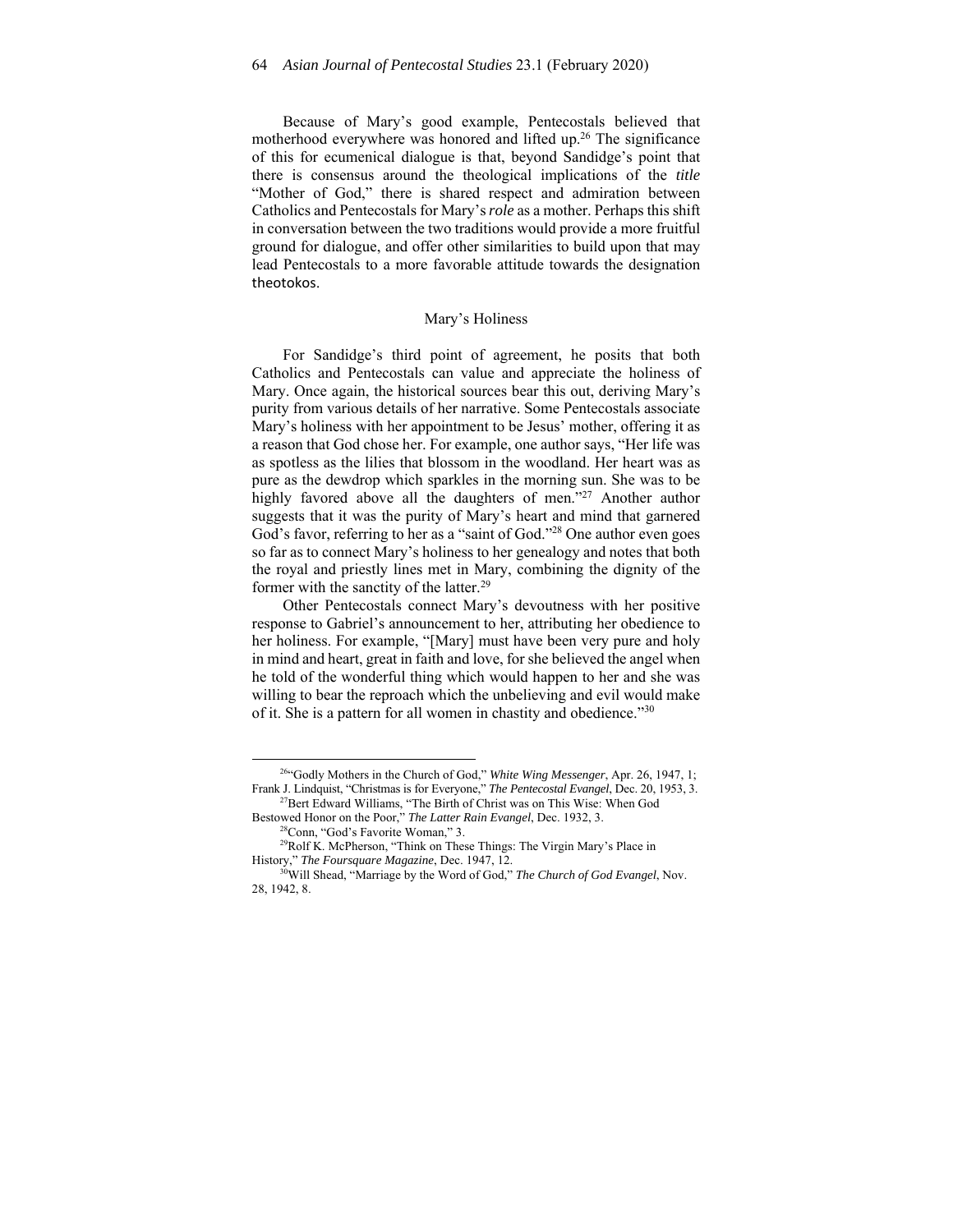Because of Mary's good example, Pentecostals believed that motherhood everywhere was honored and lifted up.[26] The significance of this for ecumenical dialogue is that, beyond Sandidge's point that there is consensus around the theological implications of the *title* "Mother of God," there is shared respect and admiration between Catholics and Pentecostals for Mary's *role* as a mother. Perhaps this shift in conversation between the two traditions would provide a more fruitful ground for dialogue, and offer other similarities to build upon that may lead Pentecostals to a more favorable attitude towards the designation theotokos.

## Mary's Holiness

For Sandidge's third point of agreement, he posits that both Catholics and Pentecostals can value and appreciate the holiness of Mary. Once again, the historical sources bear this out, deriving Mary's purity from various details of her narrative. Some Pentecostals associate Mary's holiness with her appointment to be Jesus' mother, offering it as a reason that God chose her. For example, one author says, "Her life was as spotless as the lilies that blossom in the woodland. Her heart was as pure as the dewdrop which sparkles in the morning sun. She was to be highly favored above all the daughters of men."[27] Another author suggests that it was the purity of Mary's heart and mind that garnered God's favor, referring to her as a "saint of God."[28] One author even goes so far as to connect Mary's holiness to her genealogy and notes that both the royal and priestly lines met in Mary, combining the dignity of the former with the sanctity of the latter.[29]

Other Pentecostals connect Mary's devoutness with her positive response to Gabriel's announcement to her, attributing her obedience to her holiness. For example, "[Mary] must have been very pure and holy in mind and heart, great in faith and love, for she believed the angel when he told of the wonderful thing which would happen to her and she was willing to bear the reproach which the unbelieving and evil would make of it. She is a pattern for all women in chastity and obedience."[30]

---

[26] "Godly Mothers in the Church of God," *White Wing Messenger*, Apr. 26, 1947, 1; Frank J. Lindquist, "Christmas is for Everyone," *The Pentecostal Evangel*, Dec. 20, 1953, 3.

[27] Bert Edward Williams, "The Birth of Christ was on This Wise: When God Bestowed Honor on the Poor," *The Latter Rain Evangel*, Dec. 1932, 3.

[28] Conn, "God's Favorite Woman," 3.

[29] Rolf K. McPherson, "Think on These Things: The Virgin Mary's Place in History," *The Foursquare Magazine*, Dec. 1947, 12.

[30] Will Shead, "Marriage by the Word of God," *The Church of God Evangel*, Nov. 28, 1942, 8.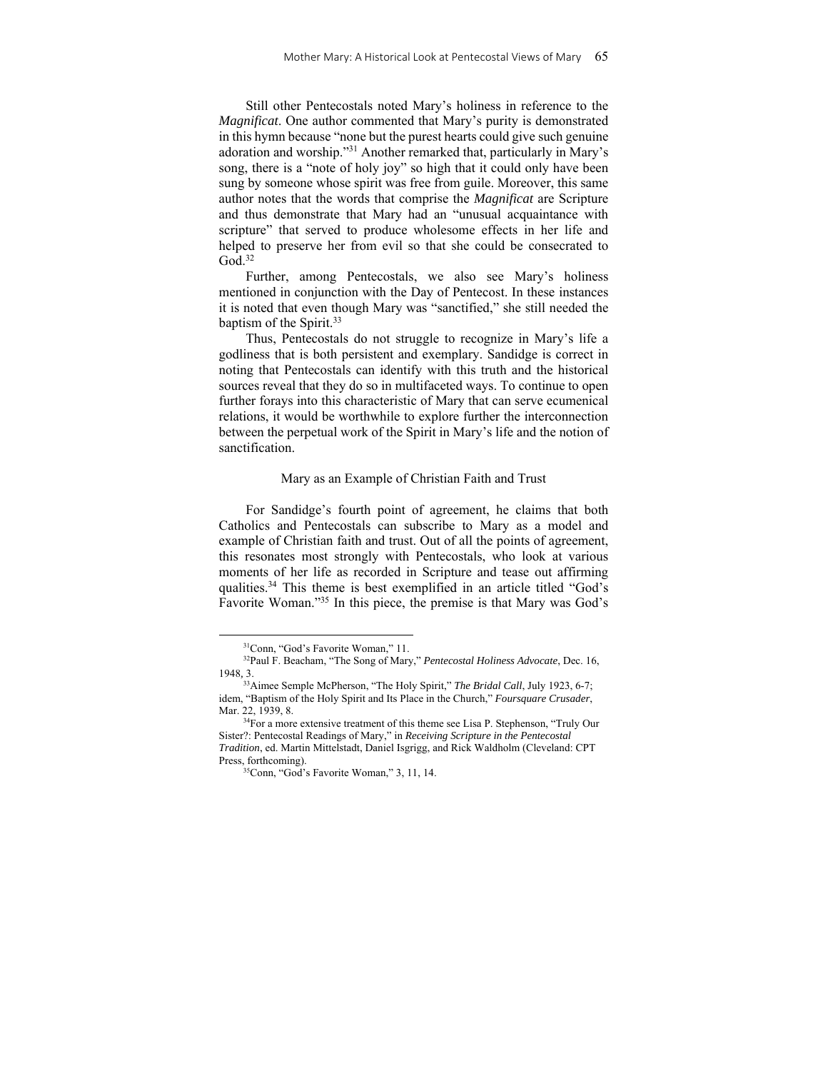Still other Pentecostals noted Mary's holiness in reference to the *Magnificat*. One author commented that Mary's purity is demonstrated in this hymn because "none but the purest hearts could give such genuine adoration and worship."[31] Another remarked that, particularly in Mary's song, there is a "note of holy joy" so high that it could only have been sung by someone whose spirit was free from guile. Moreover, this same author notes that the words that comprise the *Magnificat* are Scripture and thus demonstrate that Mary had an "unusual acquaintance with scripture" that served to produce wholesome effects in her life and helped to preserve her from evil so that she could be consecrated to God.[32]

Further, among Pentecostals, we also see Mary's holiness mentioned in conjunction with the Day of Pentecost. In these instances it is noted that even though Mary was "sanctified," she still needed the baptism of the Spirit.[33]

Thus, Pentecostals do not struggle to recognize in Mary's life a godliness that is both persistent and exemplary. Sandidge is correct in noting that Pentecostals can identify with this truth and the historical sources reveal that they do so in multifaceted ways. To continue to open further forays into this characteristic of Mary that can serve ecumenical relations, it would be worthwhile to explore further the interconnection between the perpetual work of the Spirit in Mary's life and the notion of sanctification.

## Mary as an Example of Christian Faith and Trust

For Sandidge's fourth point of agreement, he claims that both Catholics and Pentecostals can subscribe to Mary as a model and example of Christian faith and trust. Out of all the points of agreement, this resonates most strongly with Pentecostals, who look at various moments of her life as recorded in Scripture and tease out affirming qualities.[34] This theme is best exemplified in an article titled "God's Favorite Woman."[35] In this piece, the premise is that Mary was God's

---

[31] Conn, "God's Favorite Woman," 11.

[32] Paul F. Beacham, "The Song of Mary," *Pentecostal Holiness Advocate*, Dec. 16, 1948, 3.

[33] Aimee Semple McPherson, "The Holy Spirit," *The Bridal Call*, July 1923, 6-7; idem, "Baptism of the Holy Spirit and Its Place in the Church," *Foursquare Crusader*, Mar. 22, 1939, 8.

[34] For a more extensive treatment of this theme see Lisa P. Stephenson, "Truly Our Sister?: Pentecostal Readings of Mary," in *Receiving Scripture in the Pentecostal Tradition*, ed. Martin Mittelstadt, Daniel Isgrigg, and Rick Waldholm (Cleveland: CPT Press, forthcoming).

[35] Conn, "God's Favorite Woman," 3, 11, 14.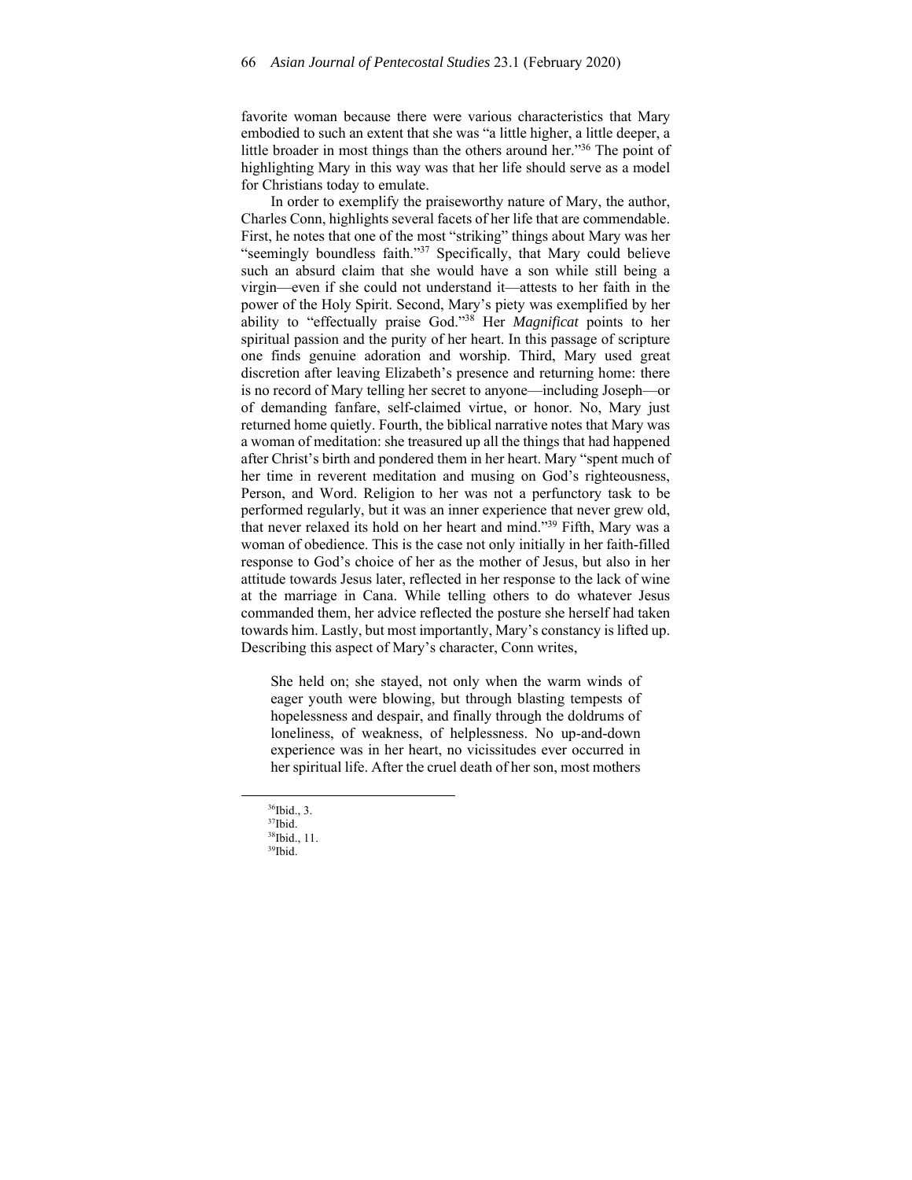favorite woman because there were various characteristics that Mary embodied to such an extent that she was "a little higher, a little deeper, a little broader in most things than the others around her."[36] The point of highlighting Mary in this way was that her life should serve as a model for Christians today to emulate.

In order to exemplify the praiseworthy nature of Mary, the author, Charles Conn, highlights several facets of her life that are commendable. First, he notes that one of the most "striking" things about Mary was her "seemingly boundless faith."[37] Specifically, that Mary could believe such an absurd claim that she would have a son while still being a virgin—even if she could not understand it—attests to her faith in the power of the Holy Spirit. Second, Mary's piety was exemplified by her ability to "effectually praise God."[38] Her *Magnificat* points to her spiritual passion and the purity of her heart. In this passage of scripture one finds genuine adoration and worship. Third, Mary used great discretion after leaving Elizabeth's presence and returning home: there is no record of Mary telling her secret to anyone—including Joseph—or of demanding fanfare, self-claimed virtue, or honor. No, Mary just returned home quietly. Fourth, the biblical narrative notes that Mary was a woman of meditation: she treasured up all the things that had happened after Christ's birth and pondered them in her heart. Mary "spent much of her time in reverent meditation and musing on God's righteousness, Person, and Word. Religion to her was not a perfunctory task to be performed regularly, but it was an inner experience that never grew old, that never relaxed its hold on her heart and mind."[39] Fifth, Mary was a woman of obedience. This is the case not only initially in her faith-filled response to God's choice of her as the mother of Jesus, but also in her attitude towards Jesus later, reflected in her response to the lack of wine at the marriage in Cana. While telling others to do whatever Jesus commanded them, her advice reflected the posture she herself had taken towards him. Lastly, but most importantly, Mary's constancy is lifted up. Describing this aspect of Mary's character, Conn writes,

> She held on; she stayed, not only when the warm winds of eager youth were blowing, but through blasting tempests of hopelessness and despair, and finally through the doldrums of loneliness, of weakness, of helplessness. No up-and-down experience was in her heart, no vicissitudes ever occurred in her spiritual life. After the cruel death of her son, most mothers

---

[36]Ibid., 3.

[37]Ibid.

[38]Ibid., 11.

[39]Ibid.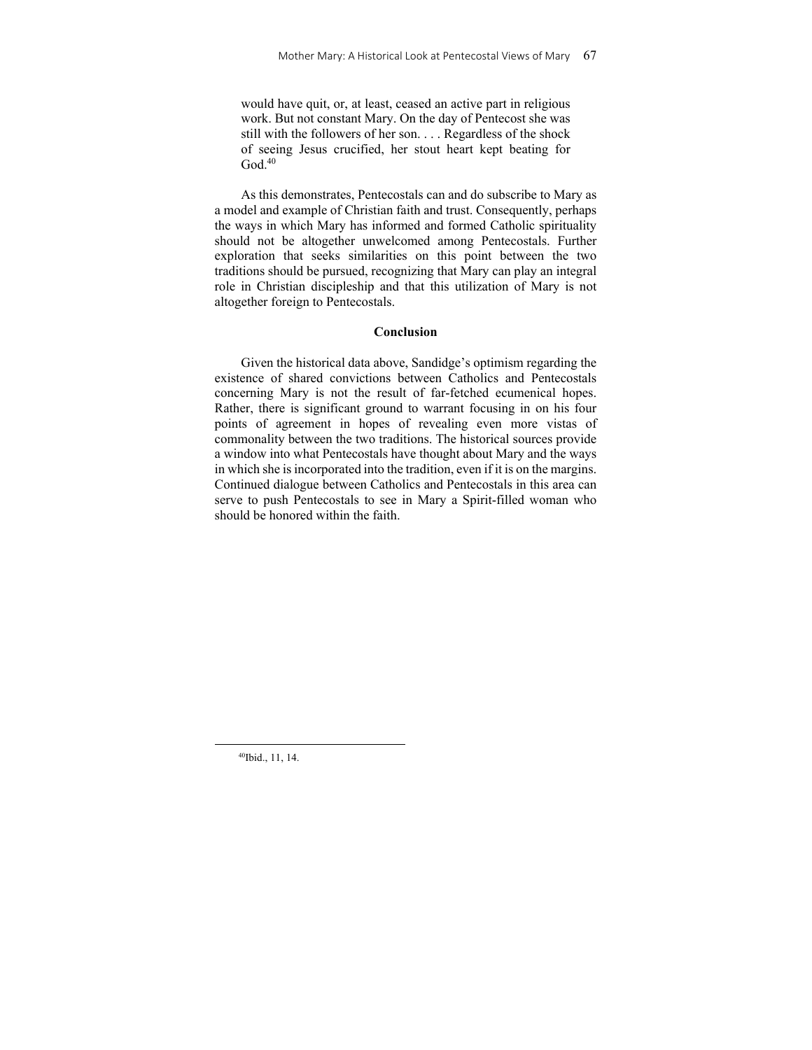> would have quit, or, at least, ceased an active part in religious work. But not constant Mary. On the day of Pentecost she was still with the followers of her son. . . . Regardless of the shock of seeing Jesus crucified, her stout heart kept beating for God.[40]

As this demonstrates, Pentecostals can and do subscribe to Mary as a model and example of Christian faith and trust. Consequently, perhaps the ways in which Mary has informed and formed Catholic spirituality should not be altogether unwelcomed among Pentecostals. Further exploration that seeks similarities on this point between the two traditions should be pursued, recognizing that Mary can play an integral role in Christian discipleship and that this utilization of Mary is not altogether foreign to Pentecostals.

## Conclusion

Given the historical data above, Sandidge's optimism regarding the existence of shared convictions between Catholics and Pentecostals concerning Mary is not the result of far-fetched ecumenical hopes. Rather, there is significant ground to warrant focusing in on his four points of agreement in hopes of revealing even more vistas of commonality between the two traditions. The historical sources provide a window into what Pentecostals have thought about Mary and the ways in which she is incorporated into the tradition, even if it is on the margins. Continued dialogue between Catholics and Pentecostals in this area can serve to push Pentecostals to see in Mary a Spirit-filled woman who should be honored within the faith.

---

[40]Ibid., 11, 14.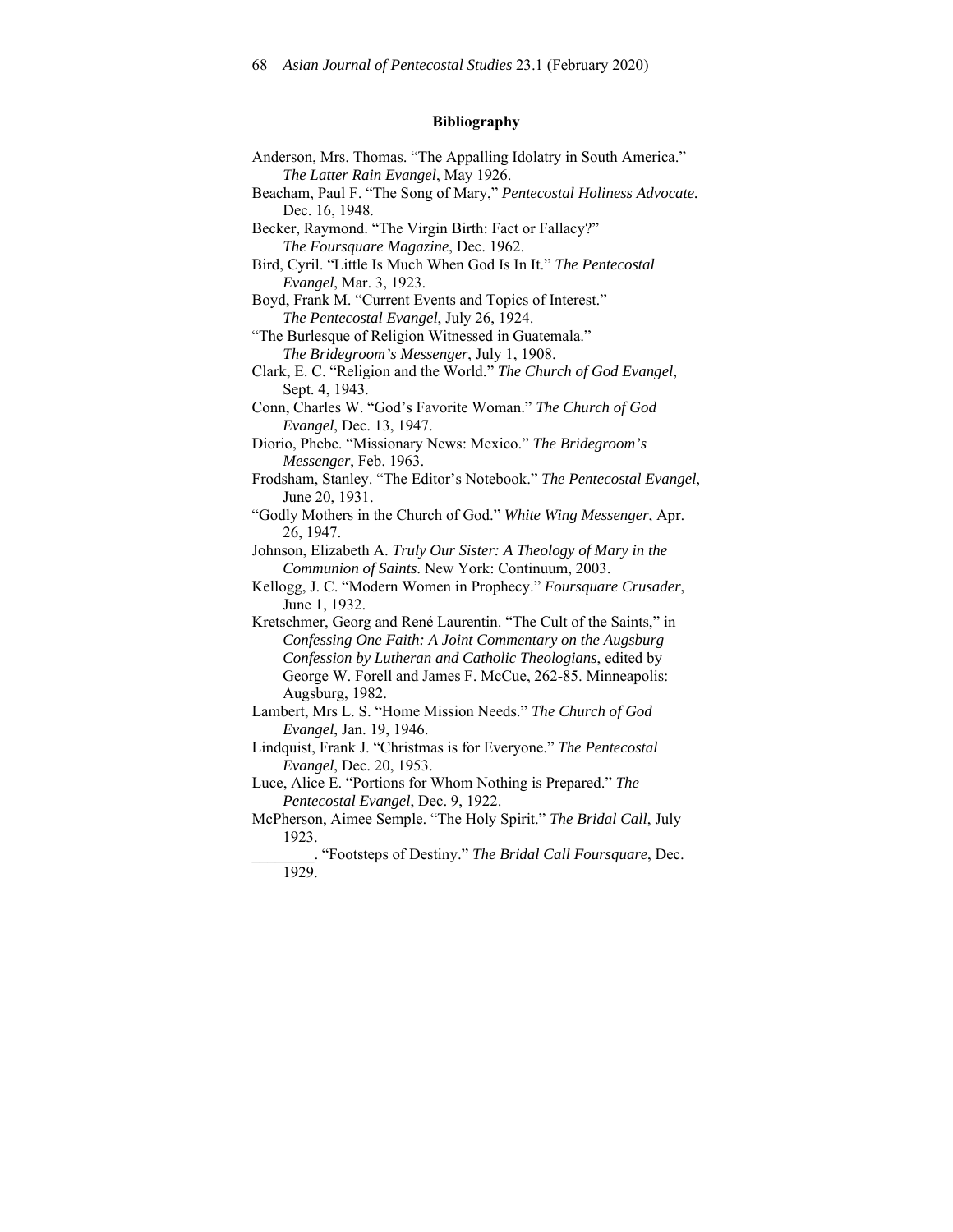## Bibliography

Anderson, Mrs. Thomas. "The Appalling Idolatry in South America." *The Latter Rain Evangel*, May 1926.

Beacham, Paul F. "The Song of Mary," *Pentecostal Holiness Advocate.* Dec. 16, 1948.

Becker, Raymond. "The Virgin Birth: Fact or Fallacy?" *The Foursquare Magazine*, Dec. 1962.

Bird, Cyril. "Little Is Much When God Is In It." *The Pentecostal Evangel*, Mar. 3, 1923.

Boyd, Frank M. "Current Events and Topics of Interest." *The Pentecostal Evangel*, July 26, 1924.

"The Burlesque of Religion Witnessed in Guatemala." *The Bridegroom's Messenger*, July 1, 1908.

Clark, E. C. "Religion and the World." *The Church of God Evangel*, Sept. 4, 1943.

Conn, Charles W. "God's Favorite Woman." *The Church of God Evangel*, Dec. 13, 1947.

Diorio, Phebe. "Missionary News: Mexico." *The Bridegroom's Messenger*, Feb. 1963.

Frodsham, Stanley. "The Editor's Notebook." *The Pentecostal Evangel*, June 20, 1931.

"Godly Mothers in the Church of God." *White Wing Messenger*, Apr. 26, 1947.

Johnson, Elizabeth A. *Truly Our Sister: A Theology of Mary in the Communion of Saints*. New York: Continuum, 2003.

Kellogg, J. C. "Modern Women in Prophecy." *Foursquare Crusader*, June 1, 1932.

Kretschmer, Georg and René Laurentin. "The Cult of the Saints," in *Confessing One Faith: A Joint Commentary on the Augsburg Confession by Lutheran and Catholic Theologians*, edited by George W. Forell and James F. McCue, 262-85. Minneapolis: Augsburg, 1982.

Lambert, Mrs L. S. "Home Mission Needs." *The Church of God Evangel*, Jan. 19, 1946.

Lindquist, Frank J. "Christmas is for Everyone." *The Pentecostal Evangel*, Dec. 20, 1953.

Luce, Alice E. "Portions for Whom Nothing is Prepared." *The Pentecostal Evangel*, Dec. 9, 1922.

McPherson, Aimee Semple. "The Holy Spirit." *The Bridal Call*, July 1923.

________. "Footsteps of Destiny." *The Bridal Call Foursquare*, Dec. 1929.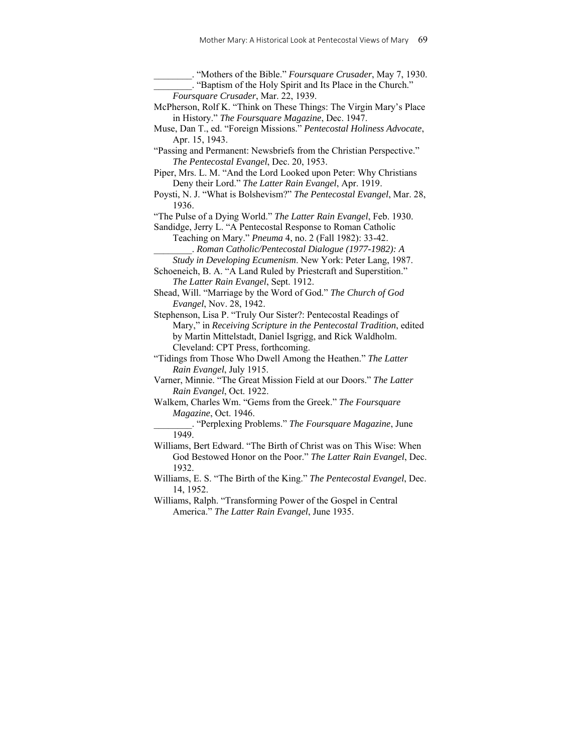________. "Mothers of the Bible." *Foursquare Crusader*, May 7, 1930.

________. "Baptism of the Holy Spirit and Its Place in the Church." *Foursquare Crusader*, Mar. 22, 1939.

McPherson, Rolf K. "Think on These Things: The Virgin Mary's Place in History." *The Foursquare Magazine*, Dec. 1947.

Muse, Dan T., ed. "Foreign Missions." *Pentecostal Holiness Advocate*, Apr. 15, 1943.

"Passing and Permanent: Newsbriefs from the Christian Perspective." *The Pentecostal Evangel*, Dec. 20, 1953.

Piper, Mrs. L. M. "And the Lord Looked upon Peter: Why Christians Deny their Lord." *The Latter Rain Evangel*, Apr. 1919.

Poysti, N. J. "What is Bolshevism?" *The Pentecostal Evangel*, Mar. 28, 1936.

"The Pulse of a Dying World." *The Latter Rain Evangel*, Feb. 1930.

Sandidge, Jerry L. "A Pentecostal Response to Roman Catholic Teaching on Mary." *Pneuma* 4, no. 2 (Fall 1982): 33-42.

________. *Roman Catholic/Pentecostal Dialogue (1977-1982): A Study in Developing Ecumenism*. New York: Peter Lang, 1987.

Schoeneich, B. A. "A Land Ruled by Priestcraft and Superstition." *The Latter Rain Evangel*, Sept. 1912.

Shead, Will. "Marriage by the Word of God." *The Church of God Evangel*, Nov. 28, 1942.

Stephenson, Lisa P. "Truly Our Sister?: Pentecostal Readings of Mary," in *Receiving Scripture in the Pentecostal Tradition*, edited by Martin Mittelstadt, Daniel Isgrigg, and Rick Waldholm. Cleveland: CPT Press, forthcoming.

"Tidings from Those Who Dwell Among the Heathen." *The Latter Rain Evangel*, July 1915.

Varner, Minnie. "The Great Mission Field at our Doors." *The Latter Rain Evangel*, Oct. 1922.

Walkem, Charles Wm. "Gems from the Greek." *The Foursquare Magazine*, Oct. 1946.

________. "Perplexing Problems." *The Foursquare Magazine*, June 1949.

Williams, Bert Edward. "The Birth of Christ was on This Wise: When God Bestowed Honor on the Poor." *The Latter Rain Evangel*, Dec. 1932.

Williams, E. S. "The Birth of the King." *The Pentecostal Evangel*, Dec. 14, 1952.

Williams, Ralph. "Transforming Power of the Gospel in Central America." *The Latter Rain Evangel*, June 1935.